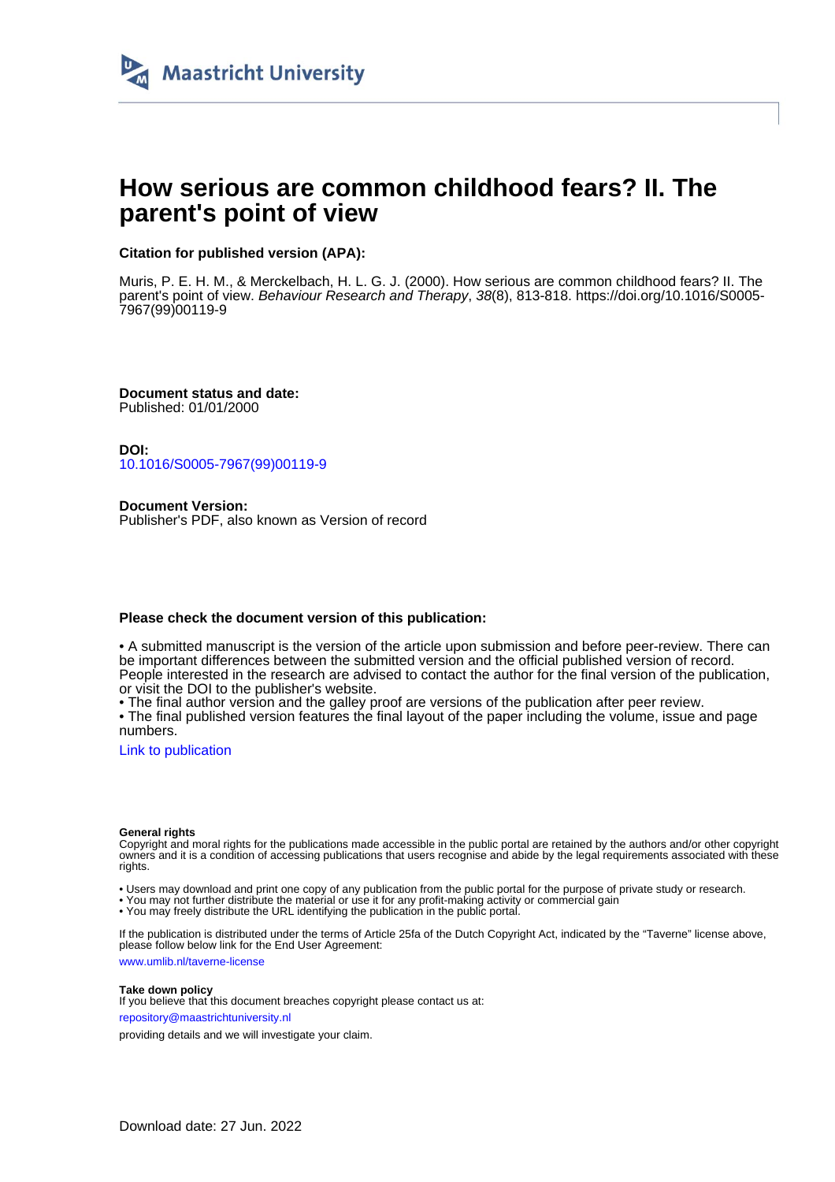Maastricht University

# How serious are common childhood fears? II. The parent's point of view

**Citation for published version (APA):**

Muris, P. E. H. M., & Merckelbach, H. L. G. J. (2000). How serious are common childhood fears? II. The parent's point of view. *Behaviour Research and Therapy*, *38*(8), 813-818. https://doi.org/10.1016/S0005-7967(99)00119-9

**Document status and date:**
Published: 01/01/2000

**DOI:**
10.1016/S0005-7967(99)00119-9

**Document Version:**
Publisher's PDF, also known as Version of record

**Please check the document version of this publication:**

• A submitted manuscript is the version of the article upon submission and before peer-review. There can be important differences between the submitted version and the official published version of record. People interested in the research are advised to contact the author for the final version of the publication, or visit the DOI to the publisher's website.
• The final author version and the galley proof are versions of the publication after peer review.
• The final published version features the final layout of the paper including the volume, issue and page numbers.

Link to publication

**General rights**
Copyright and moral rights for the publications made accessible in the public portal are retained by the authors and/or other copyright owners and it is a condition of accessing publications that users recognise and abide by the legal requirements associated with these rights.

• Users may download and print one copy of any publication from the public portal for the purpose of private study or research.
• You may not further distribute the material or use it for any profit-making activity or commercial gain
• You may freely distribute the URL identifying the publication in the public portal.

If the publication is distributed under the terms of Article 25fa of the Dutch Copyright Act, indicated by the "Taverne" license above, please follow below link for the End User Agreement:

www.umlib.nl/taverne-license

**Take down policy**
If you believe that this document breaches copyright please contact us at:

repository@maastrichtuniversity.nl

providing details and we will investigate your claim.

Download date: 27 Jun. 2022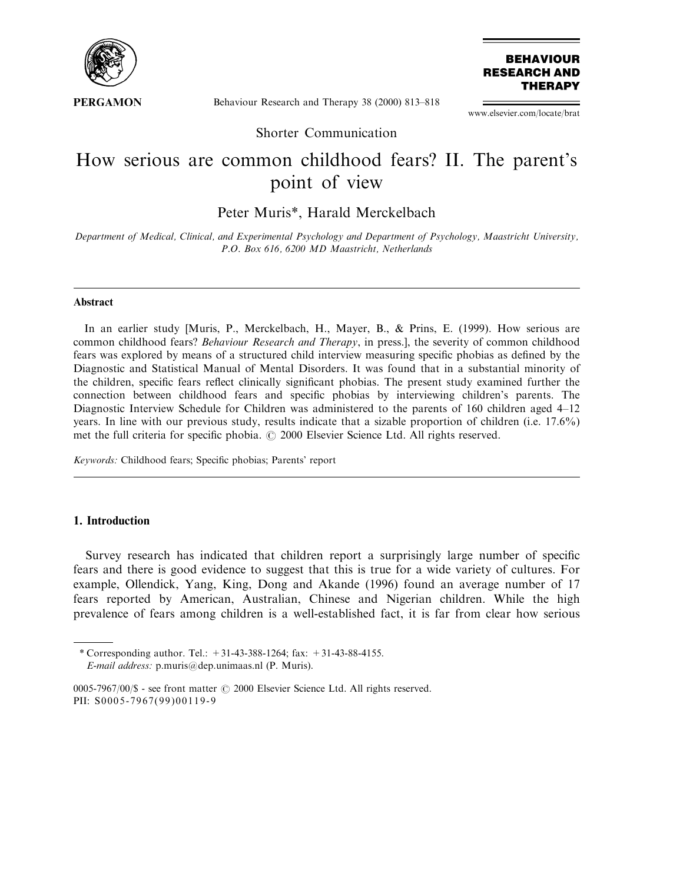PERGAMON

Behaviour Research and Therapy 38 (2000) 813–818

**BEHAVIOUR RESEARCH AND THERAPY**

www.elsevier.com/locate/brat

Shorter Communication

# How serious are common childhood fears? II. The parent's point of view

Peter Muris*, Harald Merckelbach

*Department of Medical, Clinical, and Experimental Psychology and Department of Psychology, Maastricht University, P.O. Box 616, 6200 MD Maastricht, Netherlands*

---

### Abstract

In an earlier study [Muris, P., Merckelbach, H., Mayer, B., & Prins, E. (1999). How serious are common childhood fears? *Behaviour Research and Therapy*, in press.], the severity of common childhood fears was explored by means of a structured child interview measuring specific phobias as defined by the Diagnostic and Statistical Manual of Mental Disorders. It was found that in a substantial minority of the children, specific fears reflect clinically significant phobias. The present study examined further the connection between childhood fears and specific phobias by interviewing children's parents. The Diagnostic Interview Schedule for Children was administered to the parents of 160 children aged 4–12 years. In line with our previous study, results indicate that a sizable proportion of children (i.e. 17.6%) met the full criteria for specific phobia. © 2000 Elsevier Science Ltd. All rights reserved.

*Keywords:* Childhood fears; Specific phobias; Parents' report

---

## 1. Introduction

Survey research has indicated that children report a surprisingly large number of specific fears and there is good evidence to suggest that this is true for a wide variety of cultures. For example, Ollendick, Yang, King, Dong and Akande (1996) found an average number of 17 fears reported by American, Australian, Chinese and Nigerian children. While the high prevalence of fears among children is a well-established fact, it is far from clear how serious

---

* Corresponding author. Tel.: +31-43-388-1264; fax: +31-43-88-4155.
*E-mail address:* p.muris@dep.unimaas.nl (P. Muris).

0005-7967/00/$ - see front matter © 2000 Elsevier Science Ltd. All rights reserved.
PII: S0005-7967(99)00119-9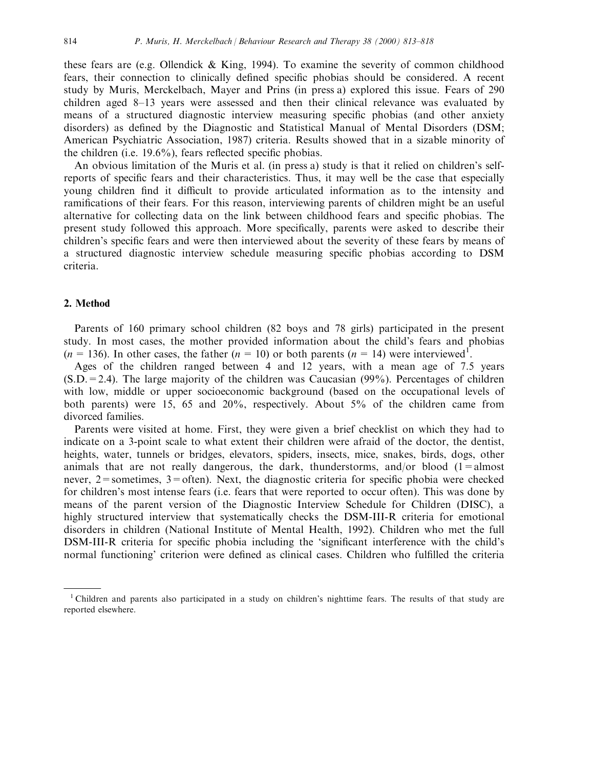these fears are (e.g. Ollendick & King, 1994). To examine the severity of common childhood fears, their connection to clinically defined specific phobias should be considered. A recent study by Muris, Merckelbach, Mayer and Prins (in press a) explored this issue. Fears of 290 children aged 8–13 years were assessed and then their clinical relevance was evaluated by means of a structured diagnostic interview measuring specific phobias (and other anxiety disorders) as defined by the Diagnostic and Statistical Manual of Mental Disorders (DSM; American Psychiatric Association, 1987) criteria. Results showed that in a sizable minority of the children (i.e. 19.6%), fears reflected specific phobias.

An obvious limitation of the Muris et al. (in press a) study is that it relied on children's self-reports of specific fears and their characteristics. Thus, it may well be the case that especially young children find it difficult to provide articulated information as to the intensity and ramifications of their fears. For this reason, interviewing parents of children might be an useful alternative for collecting data on the link between childhood fears and specific phobias. The present study followed this approach. More specifically, parents were asked to describe their children's specific fears and were then interviewed about the severity of these fears by means of a structured diagnostic interview schedule measuring specific phobias according to DSM criteria.

## 2. Method

Parents of 160 primary school children (82 boys and 78 girls) participated in the present study. In most cases, the mother provided information about the child's fears and phobias ($n$ = 136). In other cases, the father ($n$ = 10) or both parents ($n$ = 14) were interviewed[1].

Ages of the children ranged between 4 and 12 years, with a mean age of 7.5 years (S.D. = 2.4). The large majority of the children was Caucasian (99%). Percentages of children with low, middle or upper socioeconomic background (based on the occupational levels of both parents) were 15, 65 and 20%, respectively. About 5% of the children came from divorced families.

Parents were visited at home. First, they were given a brief checklist on which they had to indicate on a 3-point scale to what extent their children were afraid of the doctor, the dentist, heights, water, tunnels or bridges, elevators, spiders, insects, mice, snakes, birds, dogs, other animals that are not really dangerous, the dark, thunderstorms, and/or blood (1 = almost never, 2 = sometimes, 3 = often). Next, the diagnostic criteria for specific phobia were checked for children's most intense fears (i.e. fears that were reported to occur often). This was done by means of the parent version of the Diagnostic Interview Schedule for Children (DISC), a highly structured interview that systematically checks the DSM-III-R criteria for emotional disorders in children (National Institute of Mental Health, 1992). Children who met the full DSM-III-R criteria for specific phobia including the 'significant interference with the child's normal functioning' criterion were defined as clinical cases. Children who fulfilled the criteria

[1] Children and parents also participated in a study on children's nighttime fears. The results of that study are reported elsewhere.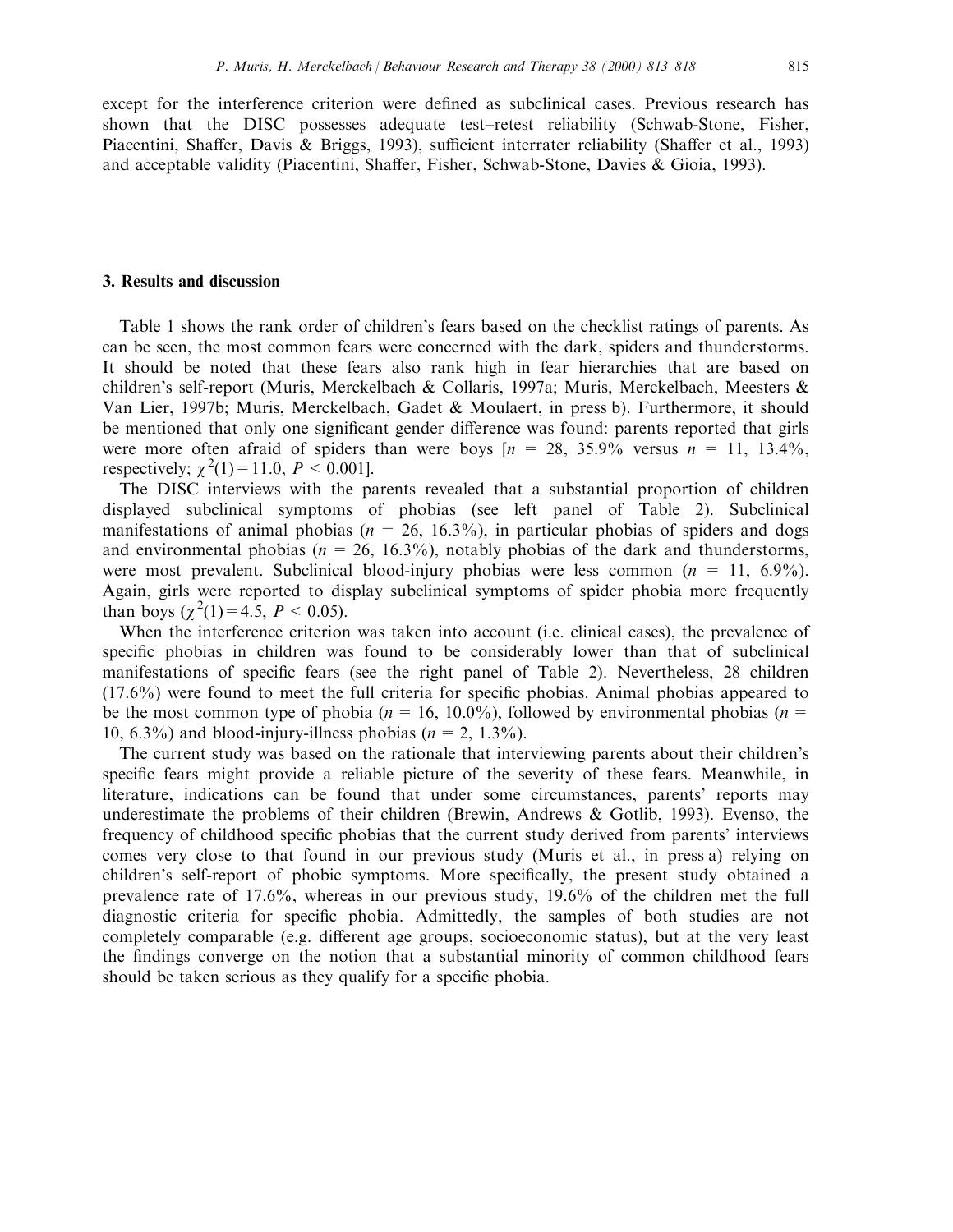except for the interference criterion were defined as subclinical cases. Previous research has shown that the DISC possesses adequate test–retest reliability (Schwab-Stone, Fisher, Piacentini, Shaffer, Davis & Briggs, 1993), sufficient interrater reliability (Shaffer et al., 1993) and acceptable validity (Piacentini, Shaffer, Fisher, Schwab-Stone, Davies & Gioia, 1993).

## 3. Results and discussion

Table 1 shows the rank order of children's fears based on the checklist ratings of parents. As can be seen, the most common fears were concerned with the dark, spiders and thunderstorms. It should be noted that these fears also rank high in fear hierarchies that are based on children's self-report (Muris, Merckelbach & Collaris, 1997a; Muris, Merckelbach, Meesters & Van Lier, 1997b; Muris, Merckelbach, Gadet & Moulaert, in press b). Furthermore, it should be mentioned that only one significant gender difference was found: parents reported that girls were more often afraid of spiders than were boys [$n$ = 28, 35.9% versus $n$ = 11, 13.4%, respectively; $\chi^2(1) = 11.0$, $P < 0.001$].

The DISC interviews with the parents revealed that a substantial proportion of children displayed subclinical symptoms of phobias (see left panel of Table 2). Subclinical manifestations of animal phobias ($n$ = 26, 16.3%), in particular phobias of spiders and dogs and environmental phobias ($n$ = 26, 16.3%), notably phobias of the dark and thunderstorms, were most prevalent. Subclinical blood-injury phobias were less common ($n$ = 11, 6.9%). Again, girls were reported to display subclinical symptoms of spider phobia more frequently than boys ($\chi^2(1) = 4.5$, $P < 0.05$).

When the interference criterion was taken into account (i.e. clinical cases), the prevalence of specific phobias in children was found to be considerably lower than that of subclinical manifestations of specific fears (see the right panel of Table 2). Nevertheless, 28 children (17.6%) were found to meet the full criteria for specific phobias. Animal phobias appeared to be the most common type of phobia ($n$ = 16, 10.0%), followed by environmental phobias ($n$ = 10, 6.3%) and blood-injury-illness phobias ($n$ = 2, 1.3%).

The current study was based on the rationale that interviewing parents about their children's specific fears might provide a reliable picture of the severity of these fears. Meanwhile, in literature, indications can be found that under some circumstances, parents' reports may underestimate the problems of their children (Brewin, Andrews & Gotlib, 1993). Evenso, the frequency of childhood specific phobias that the current study derived from parents' interviews comes very close to that found in our previous study (Muris et al., in press a) relying on children's self-report of phobic symptoms. More specifically, the present study obtained a prevalence rate of 17.6%, whereas in our previous study, 19.6% of the children met the full diagnostic criteria for specific phobia. Admittedly, the samples of both studies are not completely comparable (e.g. different age groups, socioeconomic status), but at the very least the findings converge on the notion that a substantial minority of common childhood fears should be taken serious as they qualify for a specific phobia.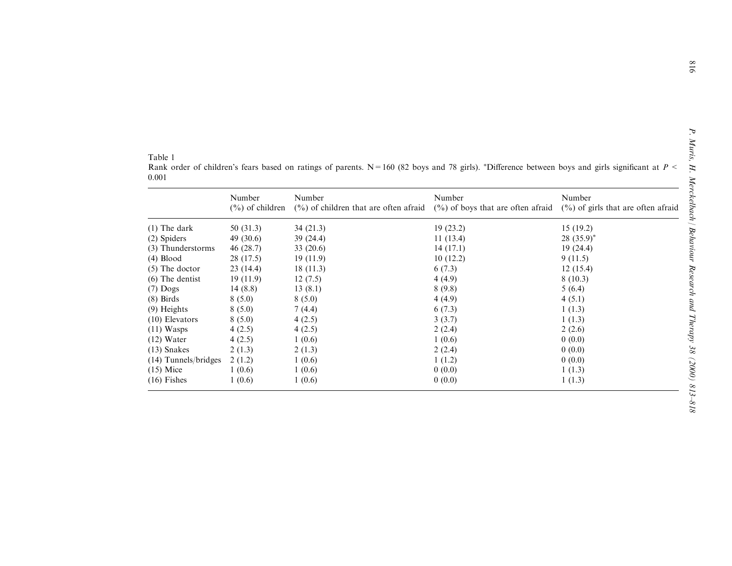Table 1

Rank order of children's fears based on ratings of parents. N = 160 (82 boys and 78 girls). *Difference between boys and girls significant at $P < 0.001$

| | Number (%) of children | Number (%) of children that are often afraid | Number (%) of boys that are often afraid | Number (%) of girls that are often afraid |
|---|---|---|---|---|
| (1) The dark | 50 (31.3) | 34 (21.3) | 19 (23.2) | 15 (19.2) |
| (2) Spiders | 49 (30.6) | 39 (24.4) | 11 (13.4) | 28 (35.9)* |
| (3) Thunderstorms | 46 (28.7) | 33 (20.6) | 14 (17.1) | 19 (24.4) |
| (4) Blood | 28 (17.5) | 19 (11.9) | 10 (12.2) | 9 (11.5) |
| (5) The doctor | 23 (14.4) | 18 (11.3) | 6 (7.3) | 12 (15.4) |
| (6) The dentist | 19 (11.9) | 12 (7.5) | 4 (4.9) | 8 (10.3) |
| (7) Dogs | 14 (8.8) | 13 (8.1) | 8 (9.8) | 5 (6.4) |
| (8) Birds | 8 (5.0) | 8 (5.0) | 4 (4.9) | 4 (5.1) |
| (9) Heights | 8 (5.0) | 7 (4.4) | 6 (7.3) | 1 (1.3) |
| (10) Elevators | 8 (5.0) | 4 (2.5) | 3 (3.7) | 1 (1.3) |
| (11) Wasps | 4 (2.5) | 4 (2.5) | 2 (2.4) | 2 (2.6) |
| (12) Water | 4 (2.5) | 1 (0.6) | 1 (0.6) | 0 (0.0) |
| (13) Snakes | 2 (1.3) | 2 (1.3) | 2 (2.4) | 0 (0.0) |
| (14) Tunnels/bridges | 2 (1.2) | 1 (0.6) | 1 (1.2) | 0 (0.0) |
| (15) Mice | 1 (0.6) | 1 (0.6) | 0 (0.0) | 1 (1.3) |
| (16) Fishes | 1 (0.6) | 1 (0.6) | 0 (0.0) | 1 (1.3) |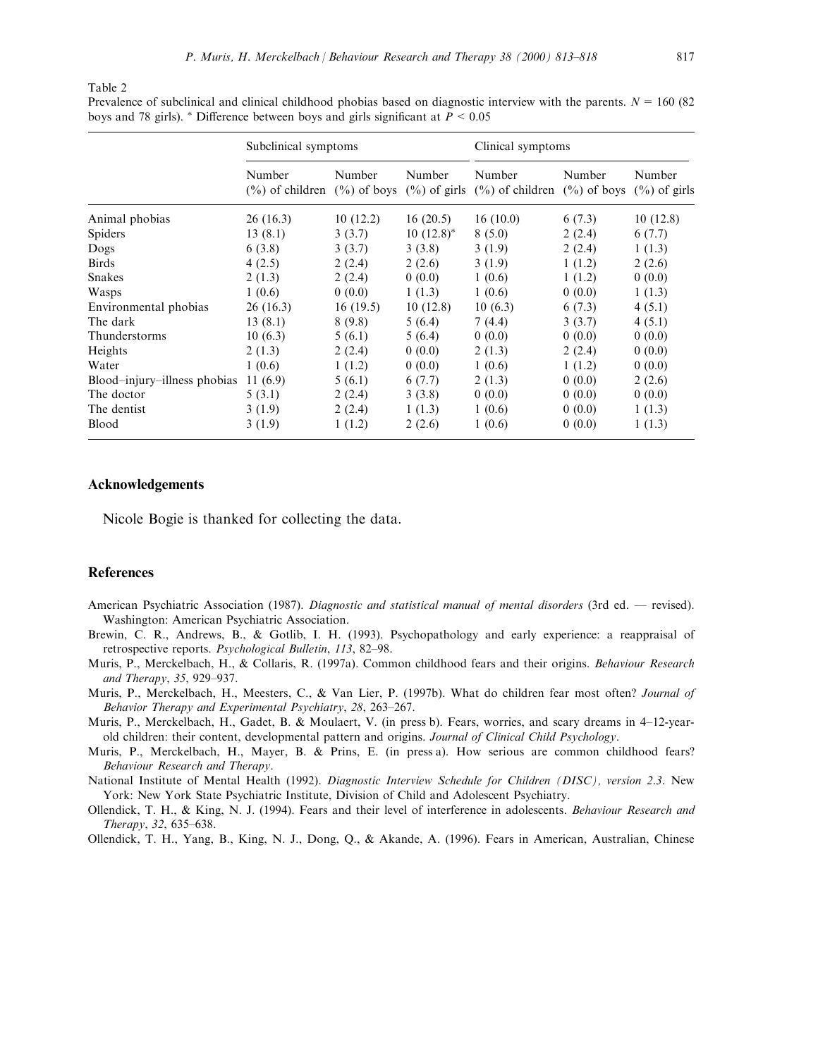Table 2

Prevalence of subclinical and clinical childhood phobias based on diagnostic interview with the parents. $N = 160$ (82 boys and 78 girls). * Difference between boys and girls significant at $P < 0.05$

| | Subclinical symptoms | | | Clinical symptoms | | |
|---|---|---|---|---|---|---|
| | Number (%) of children | Number (%) of boys | Number (%) of girls | Number (%) of children | Number (%) of boys | Number (%) of girls |
| Animal phobias | 26 (16.3) | 10 (12.2) | 16 (20.5) | 16 (10.0) | 6 (7.3) | 10 (12.8) |
| Spiders | 13 (8.1) | 3 (3.7) | 10 (12.8)* | 8 (5.0) | 2 (2.4) | 6 (7.7) |
| Dogs | 6 (3.8) | 3 (3.7) | 3 (3.8) | 3 (1.9) | 2 (2.4) | 1 (1.3) |
| Birds | 4 (2.5) | 2 (2.4) | 2 (2.6) | 3 (1.9) | 1 (1.2) | 2 (2.6) |
| Snakes | 2 (1.3) | 2 (2.4) | 0 (0.0) | 1 (0.6) | 1 (1.2) | 0 (0.0) |
| Wasps | 1 (0.6) | 0 (0.0) | 1 (1.3) | 1 (0.6) | 0 (0.0) | 1 (1.3) |
| Environmental phobias | 26 (16.3) | 16 (19.5) | 10 (12.8) | 10 (6.3) | 6 (7.3) | 4 (5.1) |
| The dark | 13 (8.1) | 8 (9.8) | 5 (6.4) | 7 (4.4) | 3 (3.7) | 4 (5.1) |
| Thunderstorms | 10 (6.3) | 5 (6.1) | 5 (6.4) | 0 (0.0) | 0 (0.0) | 0 (0.0) |
| Heights | 2 (1.3) | 2 (2.4) | 0 (0.0) | 2 (1.3) | 2 (2.4) | 0 (0.0) |
| Water | 1 (0.6) | 1 (1.2) | 0 (0.0) | 1 (0.6) | 1 (1.2) | 0 (0.0) |
| Blood–injury–illness phobias | 11 (6.9) | 5 (6.1) | 6 (7.7) | 2 (1.3) | 0 (0.0) | 2 (2.6) |
| The doctor | 5 (3.1) | 2 (2.4) | 3 (3.8) | 0 (0.0) | 0 (0.0) | 0 (0.0) |
| The dentist | 3 (1.9) | 2 (2.4) | 1 (1.3) | 1 (0.6) | 0 (0.0) | 1 (1.3) |
| Blood | 3 (1.9) | 1 (1.2) | 2 (2.6) | 1 (0.6) | 0 (0.0) | 1 (1.3) |

## Acknowledgements

Nicole Bogie is thanked for collecting the data.

## References

American Psychiatric Association (1987). *Diagnostic and statistical manual of mental disorders* (3rd ed. — revised). Washington: American Psychiatric Association.

Brewin, C. R., Andrews, B., & Gotlib, I. H. (1993). Psychopathology and early experience: a reappraisal of retrospective reports. *Psychological Bulletin*, *113*, 82–98.

Muris, P., Merckelbach, H., & Collaris, R. (1997a). Common childhood fears and their origins. *Behaviour Research and Therapy*, *35*, 929–937.

Muris, P., Merckelbach, H., Meesters, C., & Van Lier, P. (1997b). What do children fear most often? *Journal of Behavior Therapy and Experimental Psychiatry*, *28*, 263–267.

Muris, P., Merckelbach, H., Gadet, B. & Moulaert, V. (in press b). Fears, worries, and scary dreams in 4–12-year-old children: their content, developmental pattern and origins. *Journal of Clinical Child Psychology*.

Muris, P., Merckelbach, H., Mayer, B. & Prins, E. (in press a). How serious are common childhood fears? *Behaviour Research and Therapy*.

National Institute of Mental Health (1992). *Diagnostic Interview Schedule for Children (DISC), version 2.3*. New York: New York State Psychiatric Institute, Division of Child and Adolescent Psychiatry.

Ollendick, T. H., & King, N. J. (1994). Fears and their level of interference in adolescents. *Behaviour Research and Therapy*, *32*, 635–638.

Ollendick, T. H., Yang, B., King, N. J., Dong, Q., & Akande, A. (1996). Fears in American, Australian, Chinese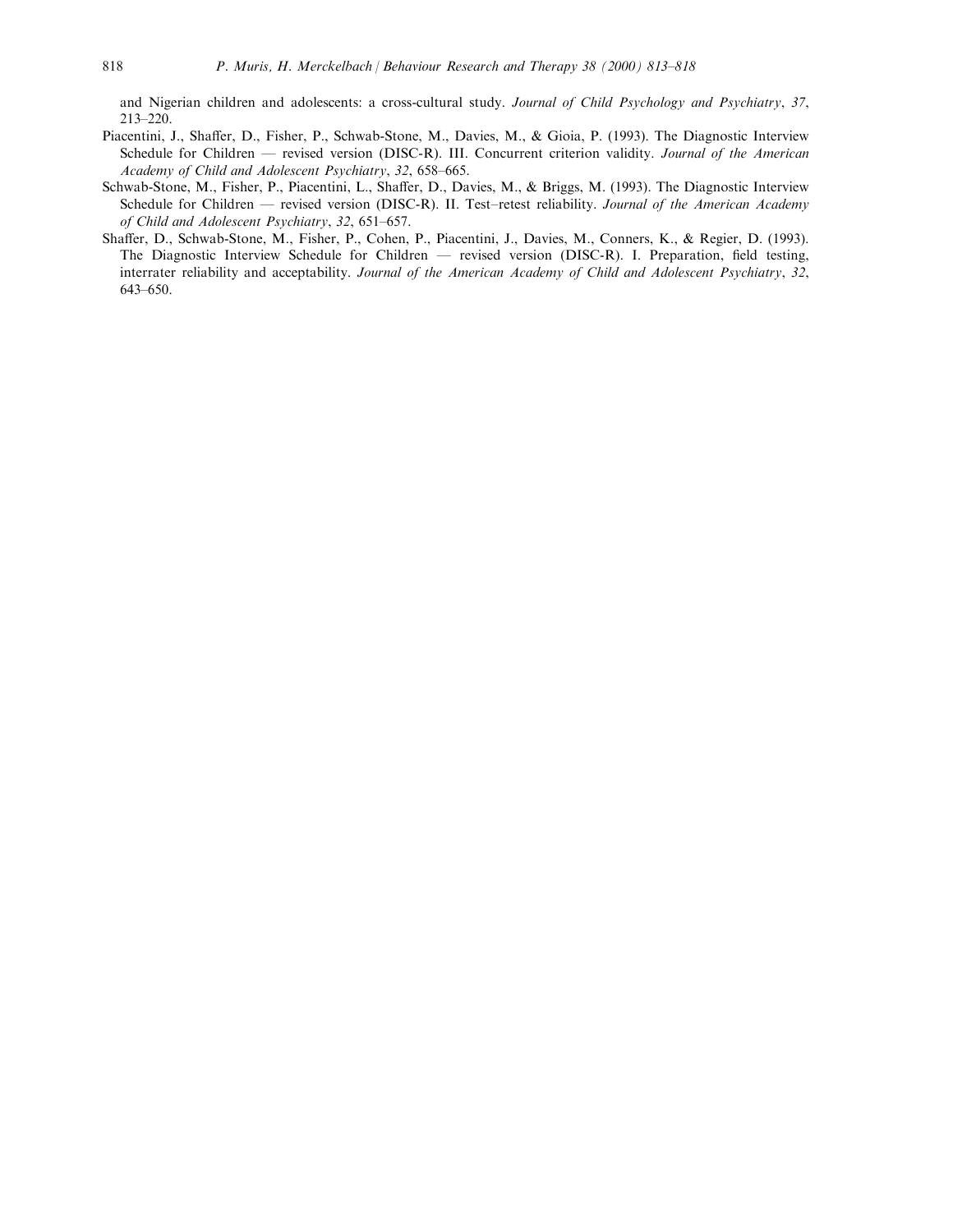and Nigerian children and adolescents: a cross-cultural study. *Journal of Child Psychology and Psychiatry*, *37*, 213–220.

Piacentini, J., Shaffer, D., Fisher, P., Schwab-Stone, M., Davies, M., & Gioia, P. (1993). The Diagnostic Interview Schedule for Children — revised version (DISC-R). III. Concurrent criterion validity. *Journal of the American Academy of Child and Adolescent Psychiatry*, *32*, 658–665.

Schwab-Stone, M., Fisher, P., Piacentini, L., Shaffer, D., Davies, M., & Briggs, M. (1993). The Diagnostic Interview Schedule for Children — revised version (DISC-R). II. Test–retest reliability. *Journal of the American Academy of Child and Adolescent Psychiatry*, *32*, 651–657.

Shaffer, D., Schwab-Stone, M., Fisher, P., Cohen, P., Piacentini, J., Davies, M., Conners, K., & Regier, D. (1993). The Diagnostic Interview Schedule for Children — revised version (DISC-R). I. Preparation, field testing, interrater reliability and acceptability. *Journal of the American Academy of Child and Adolescent Psychiatry*, *32*, 643–650.